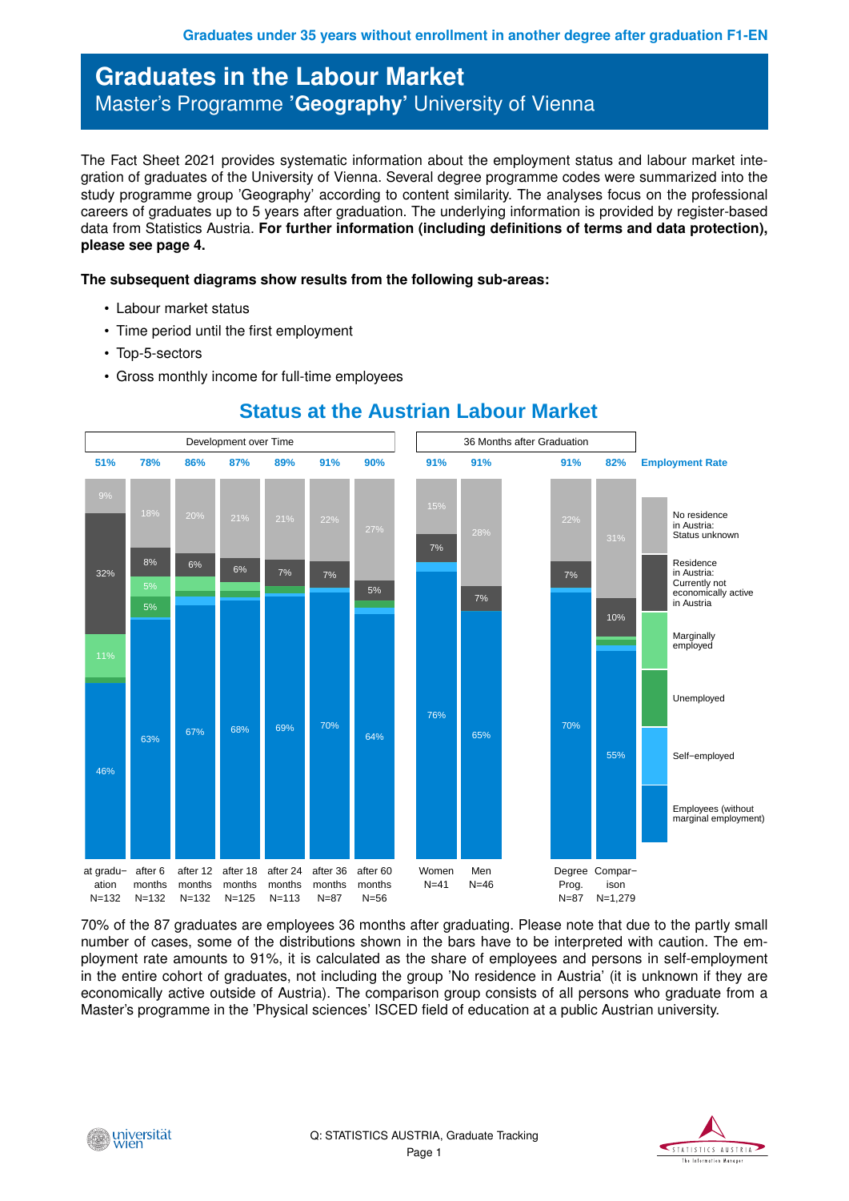# Graduates in the Labour Market

## Master's Programme '**Geography**' University of Vienna

The Fact Sheet 2021 provides systematic information about the employment status and labour market integration of graduates of the University of Vienna. Several degree programme codes were summarized into the study programme group 'Geography' according to content similarity. The analyses focus on the professional careers of graduates up to 5 years after graduation. The underlying information is provided by register-based data from Statistics Austria. **For further information (including definitions of terms and data protection), please see page 4.**

**The subsequent diagrams show results from the following sub-areas:**

- Labour market status
- Time period until the first employment
- Top-5-sectors
- Gross monthly income for full-time employees

## Status at the Austrian Labour Market

**Development over Time**

| | at graduation N=132 | after 6 months N=132 | after 12 months N=132 | after 18 months N=125 | after 24 months N=113 | after 36 months N=87 | after 60 months N=56 |
|---|---|---|---|---|---|---|---|
| Employment Rate | 51% | 78% | 86% | 87% | 89% | 91% | 90% |
| No residence in Austria: Status unknown | 9% | 18% | 20% | 21% | 21% | 22% | 27% |
| Residence in Austria: Currently not economically active in Austria | 32% | 8% | 6% | 6% | 7% | 7% | 5% |
| Marginally employed | 11% | 5% | | | | | |
| Unemployed | | 5% | | | | | |
| Self-employed | | | | | | | |
| Employees (without marginal employment) | 46% | 63% | 67% | 68% | 69% | 70% | 64% |

**36 Months after Graduation**

| | Women N=41 | Men N=46 | Degree Prog. N=87 | Comparison N=1,279 |
|---|---|---|---|---|
| Employment Rate | 91% | 91% | 91% | 82% |
| No residence in Austria: Status unknown | 15% | 28% | 22% | 31% |
| Residence in Austria: Currently not economically active in Austria | 7% | 7% | 7% | 10% |
| Marginally employed | | | | |
| Unemployed | | | | |
| Self-employed | | | | |
| Employees (without marginal employment) | 76% | 65% | 70% | 55% |

70% of the 87 graduates are employees 36 months after graduating. Please note that due to the partly small number of cases, some of the distributions shown in the bars have to be interpreted with caution. The employment rate amounts to 91%, it is calculated as the share of employees and persons in self-employment in the entire cohort of graduates, not including the group 'No residence in Austria' (it is unknown if they are economically active outside of Austria). The comparison group consists of all persons who graduate from a Master's programme in the 'Physical sciences' ISCED field of education at a public Austrian university.

Q: STATISTICS AUSTRIA, Graduate Tracking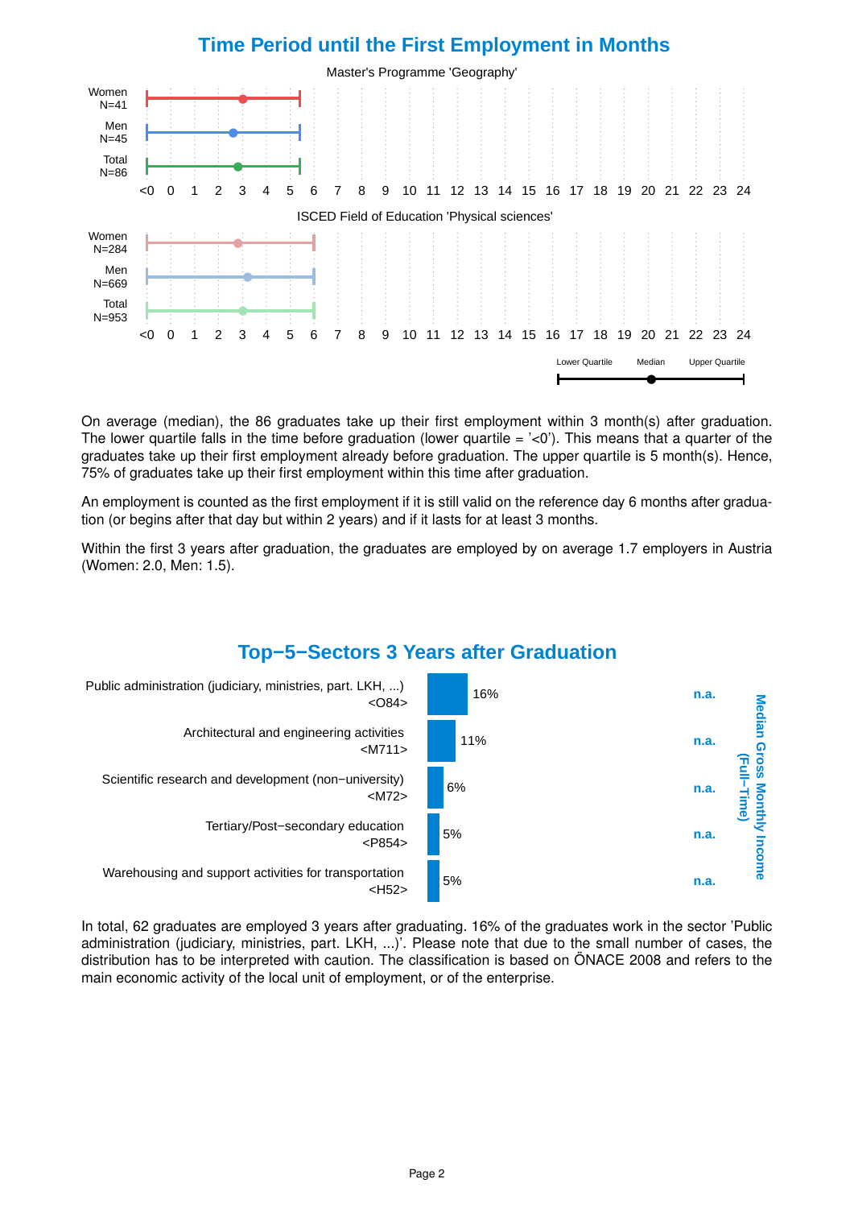## Time Period until the First Employment in Months

Master's Programme 'Geography'

| Group | Lower Quartile | Median | Upper Quartile |
|---|---|---|---|
| Women N=41 | <0 | 3 | 5 |
| Men N=45 | <0 | 3 | 5 |
| Total N=86 | <0 | 3 | 5 |

ISCED Field of Education 'Physical sciences'

| Group | Lower Quartile | Median | Upper Quartile |
|---|---|---|---|
| Women N=284 | <0 | 3 | 6 |
| Men N=669 | <0 | 3 | 6 |
| Total N=953 | <0 | 3 | 6 |

On average (median), the 86 graduates take up their first employment within 3 month(s) after graduation. The lower quartile falls in the time before graduation (lower quartile = '<0'). This means that a quarter of the graduates take up their first employment already before graduation. The upper quartile is 5 month(s). Hence, 75% of graduates take up their first employment within this time after graduation.

An employment is counted as the first employment if it is still valid on the reference day 6 months after graduation (or begins after that day but within 2 years) and if it lasts for at least 3 months.

Within the first 3 years after graduation, the graduates are employed by on average 1.7 employers in Austria (Women: 2.0, Men: 1.5).

## Top−5−Sectors 3 Years after Graduation

| Sector | Share | Median Gross Monthly Income (Full−Time) |
|---|---|---|
| Public administration (judiciary, ministries, part. LKH, ...) <O84> | 16% | n.a. |
| Architectural and engineering activities <M711> | 11% | n.a. |
| Scientific research and development (non−university) <M72> | 6% | n.a. |
| Tertiary/Post−secondary education <P854> | 5% | n.a. |
| Warehousing and support activities for transportation <H52> | 5% | n.a. |

In total, 62 graduates are employed 3 years after graduating. 16% of the graduates work in the sector 'Public administration (judiciary, ministries, part. LKH, ...)'. Please note that due to the small number of cases, the distribution has to be interpreted with caution. The classification is based on ÖNACE 2008 and refers to the main economic activity of the local unit of employment, or of the enterprise.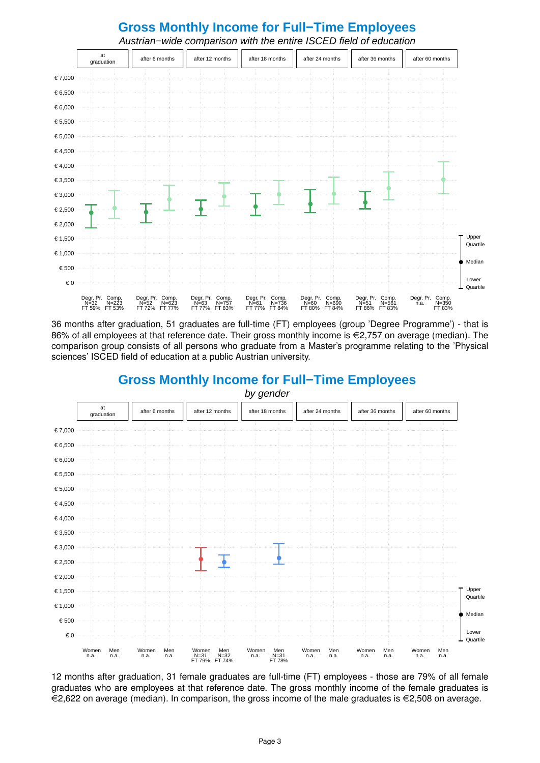## Gross Monthly Income for Full−Time Employees

*Austrian−wide comparison with the entire ISCED field of education*

| | at graduation | | after 6 months | | after 12 months | | after 18 months | | after 24 months | | after 36 months | | after 60 months | |
|---|---|---|---|---|---|---|---|---|---|---|---|---|---|---|
| | Degr. Pr. | Comp. | Degr. Pr. | Comp. | Degr. Pr. | Comp. | Degr. Pr. | Comp. | Degr. Pr. | Comp. | Degr. Pr. | Comp. | Degr. Pr. | Comp. |
| N | N=32 | N=223 | N=52 | N=623 | N=63 | N=757 | N=61 | N=736 | N=60 | N=690 | N=51 | N=561 | n.a. | N=350 |
| FT | FT 59% | FT 53% | FT 72% | FT 77% | FT 77% | FT 83% | FT 77% | FT 84% | FT 80% | FT 84% | FT 86% | FT 83% | | FT 83% |

36 months after graduation, 51 graduates are full-time (FT) employees (group 'Degree Programme') - that is 86% of all employees at that reference date. Their gross monthly income is €2,757 on average (median). The comparison group consists of all persons who graduate from a Master's programme relating to the 'Physical sciences' ISCED field of education at a public Austrian university.

## Gross Monthly Income for Full−Time Employees

*by gender*

| | at graduation | | after 6 months | | after 12 months | | after 18 months | | after 24 months | | after 36 months | | after 60 months | |
|---|---|---|---|---|---|---|---|---|---|---|---|---|---|---|
| | Women | Men | Women | Men | Women | Men | Women | Men | Women | Men | Women | Men | Women | Men |
| N | n.a. | n.a. | n.a. | n.a. | N=31 | N=32 | n.a. | N=31 | n.a. | n.a. | n.a. | n.a. | n.a. | n.a. |
| FT | | | | | FT 79% | FT 74% | | FT 78% | | | | | | |

12 months after graduation, 31 female graduates are full-time (FT) employees - those are 79% of all female graduates who are employees at that reference date. The gross monthly income of the female graduates is €2,622 on average (median). In comparison, the gross income of the male graduates is €2,508 on average.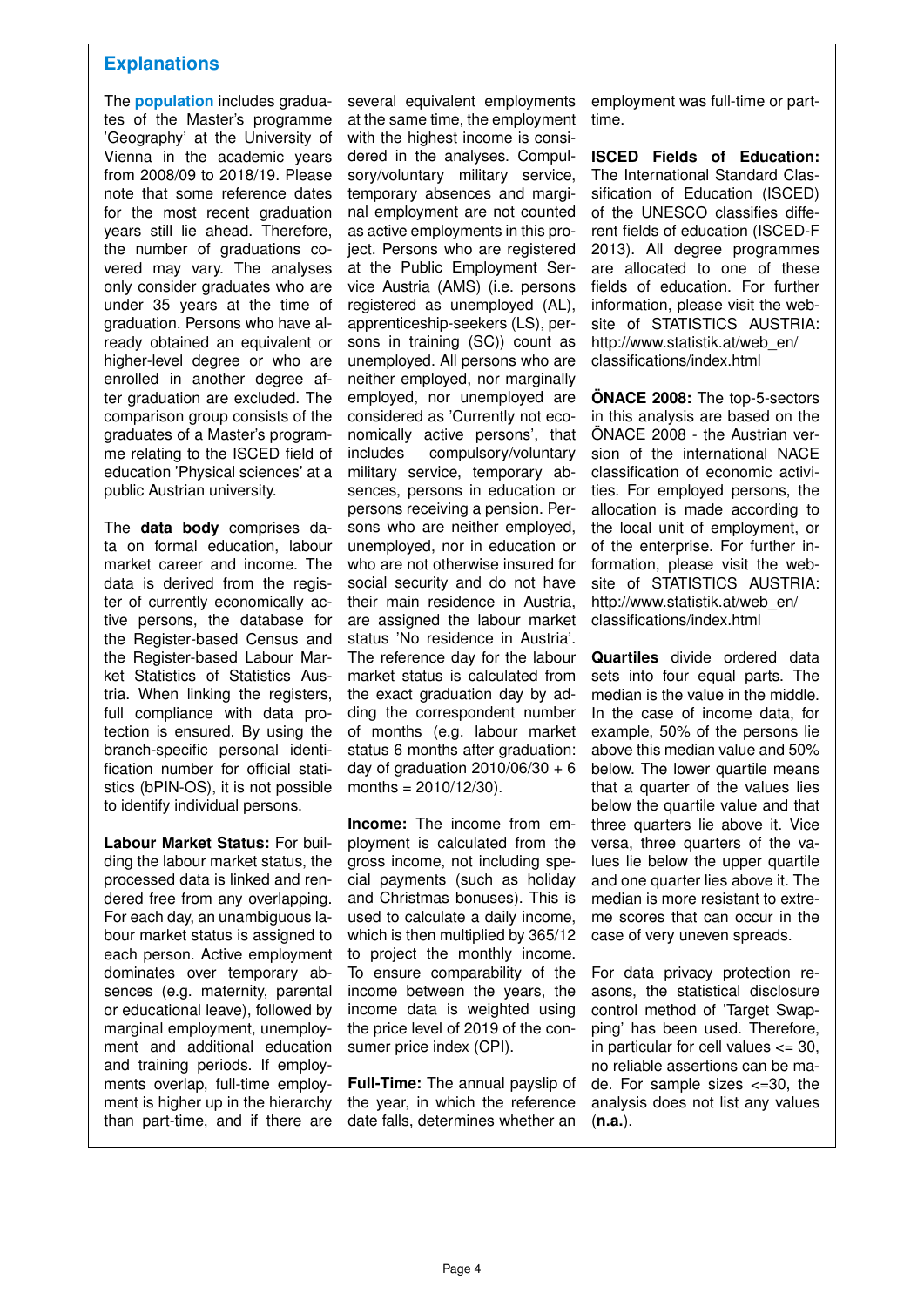## Explanations

The **population** includes graduates of the Master's programme 'Geography' at the University of Vienna in the academic years from 2008/09 to 2018/19. Please note that some reference dates for the most recent graduation years still lie ahead. Therefore, the number of graduations covered may vary. The analyses only consider graduates who are under 35 years at the time of graduation. Persons who have already obtained an equivalent or higher-level degree or who are enrolled in another degree after graduation are excluded. The comparison group consists of the graduates of a Master's programme relating to the ISCED field of education 'Physical sciences' at a public Austrian university.

The **data body** comprises data on formal education, labour market career and income. The data is derived from the register of currently economically active persons, the database for the Register-based Census and the Register-based Labour Market Statistics of Statistics Austria. When linking the registers, full compliance with data protection is ensured. By using the branch-specific personal identification number for official statistics (bPIN-OS), it is not possible to identify individual persons.

**Labour Market Status:** For building the labour market status, the processed data is linked and rendered free from any overlapping. For each day, an unambiguous labour market status is assigned to each person. Active employment dominates over temporary absences (e.g. maternity, parental or educational leave), followed by marginal employment, unemployment and additional education and training periods. If employments overlap, full-time employment is higher up in the hierarchy than part-time, and if there are several equivalent employments at the same time, the employment with the highest income is considered in the analyses. Compulsory/voluntary military service, temporary absences and marginal employment are not counted as active employments in this project. Persons who are registered at the Public Employment Service Austria (AMS) (i.e. persons registered as unemployed (AL), apprenticeship-seekers (LS), persons in training (SC)) count as unemployed. All persons who are neither employed, nor marginally employed, nor unemployed are considered as 'Currently not economically active persons', that includes compulsory/voluntary military service, temporary absences, persons in education or persons receiving a pension. Persons who are neither employed, unemployed, nor in education or who are not otherwise insured for social security and do not have their main residence in Austria, are assigned the labour market status 'No residence in Austria'. The reference day for the labour market status is calculated from the exact graduation day by adding the correspondent number of months (e.g. labour market status 6 months after graduation: day of graduation 2010/06/30 + 6 months = 2010/12/30).

**Income:** The income from employment is calculated from the gross income, not including special payments (such as holiday and Christmas bonuses). This is used to calculate a daily income, which is then multiplied by 365/12 to project the monthly income. To ensure comparability of the income between the years, the income data is weighted using the price level of 2019 of the consumer price index (CPI).

**Full-Time:** The annual payslip of the year, in which the reference date falls, determines whether an employment was full-time or part-time.

**ISCED Fields of Education:** The International Standard Classification of Education (ISCED) of the UNESCO classifies different fields of education (ISCED-F 2013). All degree programmes are allocated to one of these fields of education. For further information, please visit the website of STATISTICS AUSTRIA: http://www.statistik.at/web_en/classifications/index.html

**ÖNACE 2008:** The top-5-sectors in this analysis are based on the ÖNACE 2008 - the Austrian version of the international NACE classification of economic activities. For employed persons, the allocation is made according to the local unit of employment, or of the enterprise. For further information, please visit the website of STATISTICS AUSTRIA: http://www.statistik.at/web_en/classifications/index.html

**Quartiles** divide ordered data sets into four equal parts. The median is the value in the middle. In the case of income data, for example, 50% of the persons lie above this median value and 50% below. The lower quartile means that a quarter of the values lies below the quartile value and that three quarters lie above it. Vice versa, three quarters of the values lie below the upper quartile and one quarter lies above it. The median is more resistant to extreme scores that can occur in the case of very uneven spreads.

For data privacy protection reasons, the statistical disclosure control method of 'Target Swapping' has been used. Therefore, in particular for cell values <= 30, no reliable assertions can be made. For sample sizes <=30, the analysis does not list any values (**n.a.**).